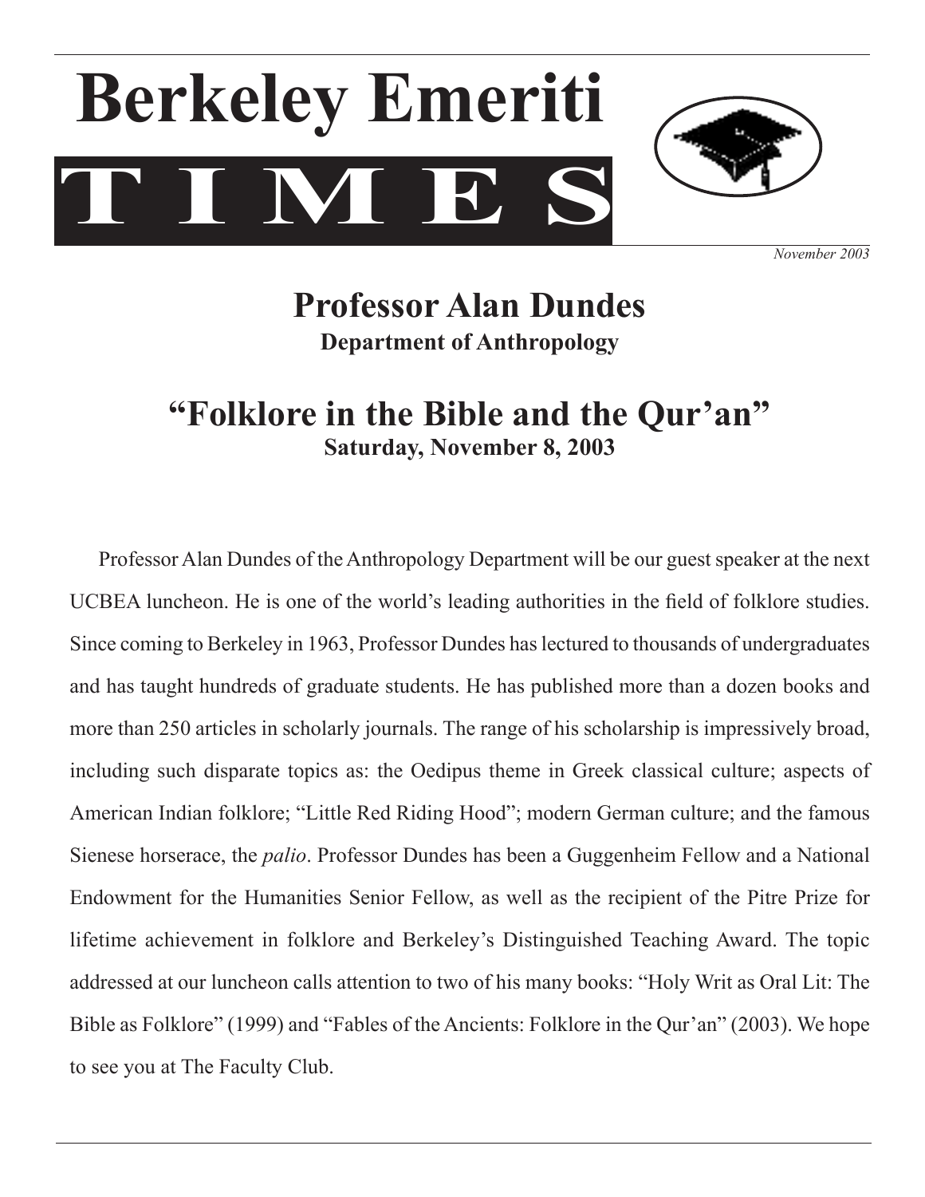# Berkeley Emeriti TIMES

*November 2003*

## Professor Alan Dundes

**Department of Anthropology**

## "Folklore in the Bible and the Qur'an"

**Saturday, November 8, 2003**

Professor Alan Dundes of the Anthropology Department will be our guest speaker at the next UCBEA luncheon. He is one of the world's leading authorities in the field of folklore studies. Since coming to Berkeley in 1963, Professor Dundes has lectured to thousands of undergraduates and has taught hundreds of graduate students. He has published more than a dozen books and more than 250 articles in scholarly journals. The range of his scholarship is impressively broad, including such disparate topics as: the Oedipus theme in Greek classical culture; aspects of American Indian folklore; "Little Red Riding Hood"; modern German culture; and the famous Sienese horserace, the *palio*. Professor Dundes has been a Guggenheim Fellow and a National Endowment for the Humanities Senior Fellow, as well as the recipient of the Pitre Prize for lifetime achievement in folklore and Berkeley's Distinguished Teaching Award. The topic addressed at our luncheon calls attention to two of his many books: "Holy Writ as Oral Lit: The Bible as Folklore" (1999) and "Fables of the Ancients: Folklore in the Qur'an" (2003). We hope to see you at The Faculty Club.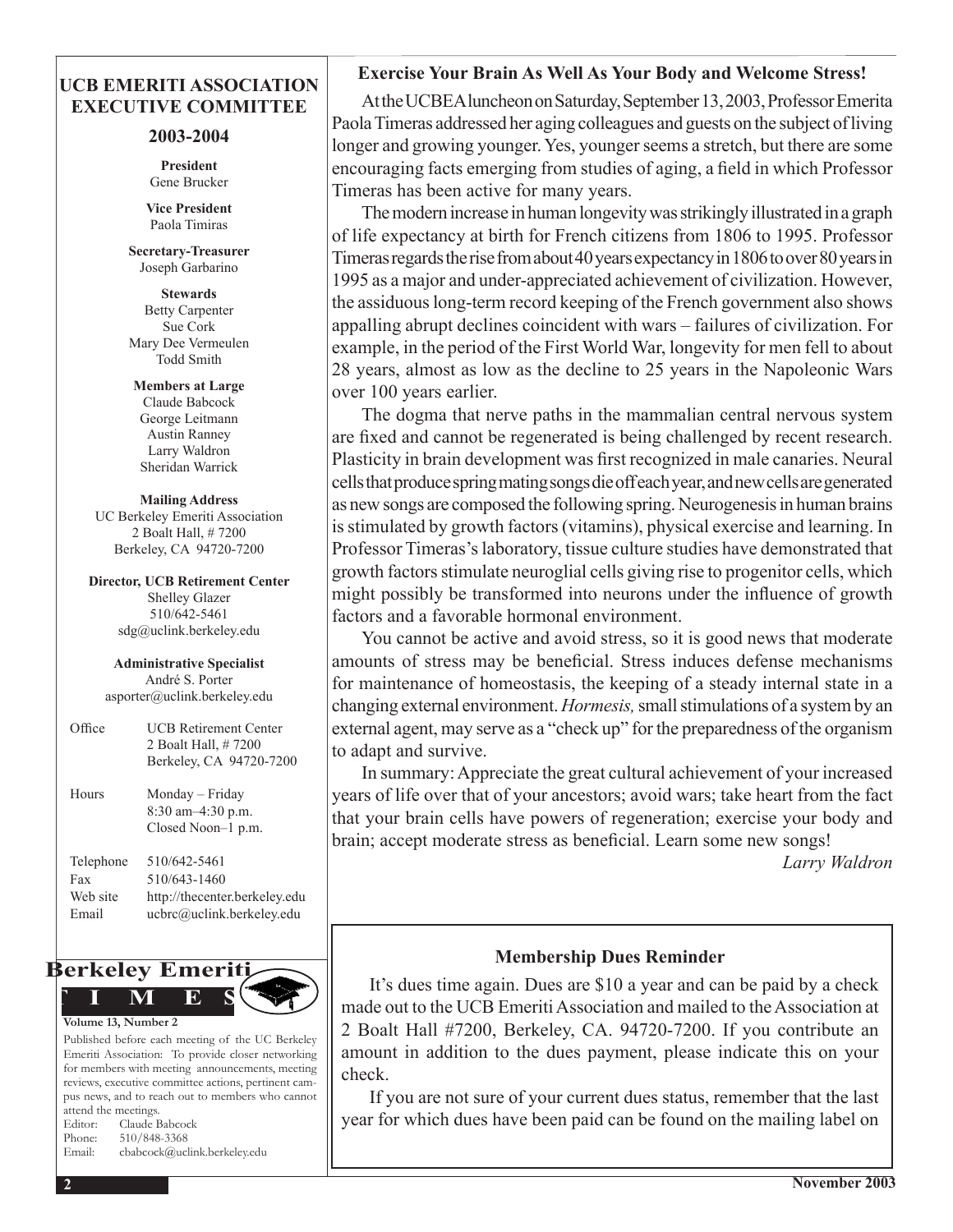## UCB EMERITI ASSOCIATION EXECUTIVE COMMITTEE

### 2003-2004

**President**
Gene Brucker

**Vice President**
Paola Timiras

**Secretary-Treasurer**
Joseph Garbarino

**Stewards**
Betty Carpenter
Sue Cork
Mary Dee Vermeulen
Todd Smith

**Members at Large**
Claude Babcock
George Leitmann
Austin Ranney
Larry Waldron
Sheridan Warrick

**Mailing Address**
UC Berkeley Emeriti Association
2 Boalt Hall, # 7200
Berkeley, CA 94720-7200

**Director, UCB Retirement Center**
Shelley Glazer
510/642-5461
sdg@uclink.berkeley.edu

**Administrative Specialist**
André S. Porter
asporter@uclink.berkeley.edu

| | |
|---|---|
| Office | UCB Retirement Center<br>2 Boalt Hall, # 7200<br>Berkeley, CA 94720-7200 |
| Hours | Monday – Friday<br>8:30 am–4:30 p.m.<br>Closed Noon–1 p.m. |
| Telephone | 510/642-5461 |
| Fax | 510/643-1460 |
| Web site | http://thecenter.berkeley.edu |
| Email | ucbrc@uclink.berkeley.edu |

**Berkeley Emeriti TIMES**

**Volume 13, Number 2**

Published before each meeting of the UC Berkeley Emeriti Association: To provide closer networking for members with meeting announcements, meeting reviews, executive committee actions, pertinent campus news, and to reach out to members who cannot attend the meetings.

Editor: Claude Babcock
Phone: 510/848-3368
Email: cbabcock@uclink.berkeley.edu

## Exercise Your Brain As Well As Your Body and Welcome Stress!

At the UCBEA luncheon on Saturday, September 13, 2003, Professor Emerita Paola Timeras addressed her aging colleagues and guests on the subject of living longer and growing younger. Yes, younger seems a stretch, but there are some encouraging facts emerging from studies of aging, a field in which Professor Timeras has been active for many years.

The modern increase in human longevity was strikingly illustrated in a graph of life expectancy at birth for French citizens from 1806 to 1995. Professor Timeras regards the rise from about 40 years expectancy in 1806 to over 80 years in 1995 as a major and under-appreciated achievement of civilization. However, the assiduous long-term record keeping of the French government also shows appalling abrupt declines coincident with wars – failures of civilization. For example, in the period of the First World War, longevity for men fell to about 28 years, almost as low as the decline to 25 years in the Napoleonic Wars over 100 years earlier.

The dogma that nerve paths in the mammalian central nervous system are fixed and cannot be regenerated is being challenged by recent research. Plasticity in brain development was first recognized in male canaries. Neural cells that produce spring mating songs die off each year, and new cells are generated as new songs are composed the following spring. Neurogenesis in human brains is stimulated by growth factors (vitamins), physical exercise and learning. In Professor Timeras's laboratory, tissue culture studies have demonstrated that growth factors stimulate neuroglial cells giving rise to progenitor cells, which might possibly be transformed into neurons under the influence of growth factors and a favorable hormonal environment.

You cannot be active and avoid stress, so it is good news that moderate amounts of stress may be beneficial. Stress induces defense mechanisms for maintenance of homeostasis, the keeping of a steady internal state in a changing external environment. *Hormesis,* small stimulations of a system by an external agent, may serve as a "check up" for the preparedness of the organism to adapt and survive.

In summary: Appreciate the great cultural achievement of your increased years of life over that of your ancestors; avoid wars; take heart from the fact that your brain cells have powers of regeneration; exercise your body and brain; accept moderate stress as beneficial. Learn some new songs!

*Larry Waldron*

## Membership Dues Reminder

It's dues time again. Dues are $10 a year and can be paid by a check made out to the UCB Emeriti Association and mailed to the Association at 2 Boalt Hall #7200, Berkeley, CA. 94720-7200. If you contribute an amount in addition to the dues payment, please indicate this on your check.

If you are not sure of your current dues status, remember that the last year for which dues have been paid can be found on the mailing label on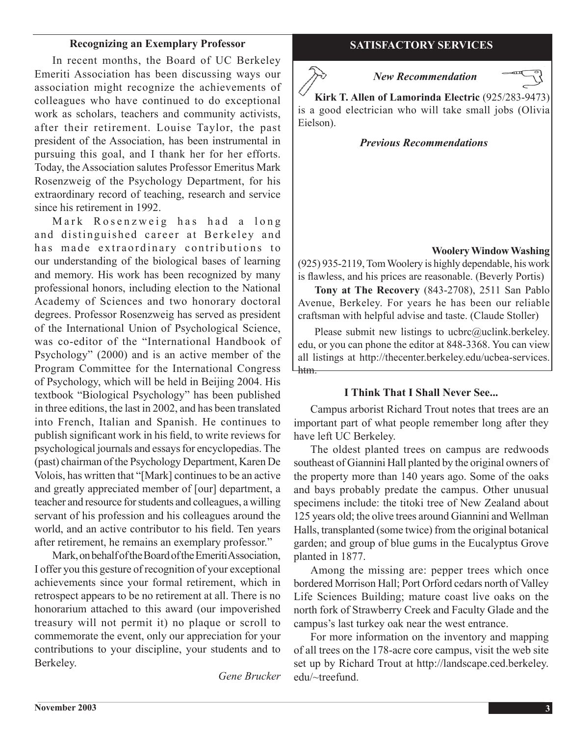## Recognizing an Exemplary Professor

In recent months, the Board of UC Berkeley Emeriti Association has been discussing ways our association might recognize the achievements of colleagues who have continued to do exceptional work as scholars, teachers and community activists, after their retirement. Louise Taylor, the past president of the Association, has been instrumental in pursuing this goal, and I thank her for her efforts. Today, the Association salutes Professor Emeritus Mark Rosenzweig of the Psychology Department, for his extraordinary record of teaching, research and service since his retirement in 1992.

Mark Rosenzweig has had a long and distinguished career at Berkeley and has made extraordinary contributions to our understanding of the biological bases of learning and memory. His work has been recognized by many professional honors, including election to the National Academy of Sciences and two honorary doctoral degrees. Professor Rosenzweig has served as president of the International Union of Psychological Science, was co-editor of the "International Handbook of Psychology" (2000) and is an active member of the Program Committee for the International Congress of Psychology, which will be held in Beijing 2004. His textbook "Biological Psychology" has been published in three editions, the last in 2002, and has been translated into French, Italian and Spanish. He continues to publish significant work in his field, to write reviews for psychological journals and essays for encyclopedias. The (past) chairman of the Psychology Department, Karen De Volois, has written that "[Mark] continues to be an active and greatly appreciated member of [our] department, a teacher and resource for students and colleagues, a willing servant of his profession and his colleagues around the world, and an active contributor to his field. Ten years after retirement, he remains an exemplary professor."

Mark, on behalf of the Board of the Emeriti Association, I offer you this gesture of recognition of your exceptional achievements since your formal retirement, which in retrospect appears to be no retirement at all. There is no honorarium attached to this award (our impoverished treasury will not permit it) no plaque or scroll to commemorate the event, only our appreciation for your contributions to your discipline, your students and to Berkeley.

*Gene Brucker*

## SATISFACTORY SERVICES

### *New Recommendation*

**Kirk T. Allen of Lamorinda Electric** (925/283-9473) is a good electrician who will take small jobs (Olivia Eielson).

### *Previous Recommendations*

**Woolery Window Washing** (925) 935-2119, Tom Woolery is highly dependable, his work is flawless, and his prices are reasonable. (Beverly Portis)

**Tony at The Recovery** (843-2708), 2511 San Pablo Avenue, Berkeley. For years he has been our reliable craftsman with helpful advise and taste. (Claude Stoller)

Please submit new listings to ucbrc@uclink.berkeley.edu, or you can phone the editor at 848-3368. You can view all listings at http://thecenter.berkeley.edu/ucbea-services.htm.

## I Think That I Shall Never See...

Campus arborist Richard Trout notes that trees are an important part of what people remember long after they have left UC Berkeley.

The oldest planted trees on campus are redwoods southeast of Giannini Hall planted by the original owners of the property more than 140 years ago. Some of the oaks and bays probably predate the campus. Other unusual specimens include: the titoki tree of New Zealand about 125 years old; the olive trees around Giannini and Wellman Halls, transplanted (some twice) from the original botanical garden; and group of blue gums in the Eucalyptus Grove planted in 1877.

Among the missing are: pepper trees which once bordered Morrison Hall; Port Orford cedars north of Valley Life Sciences Building; mature coast live oaks on the north fork of Strawberry Creek and Faculty Glade and the campus's last turkey oak near the west entrance.

For more information on the inventory and mapping of all trees on the 178-acre core campus, visit the web site set up by Richard Trout at http://landscape.ced.berkeley.edu/~treefund.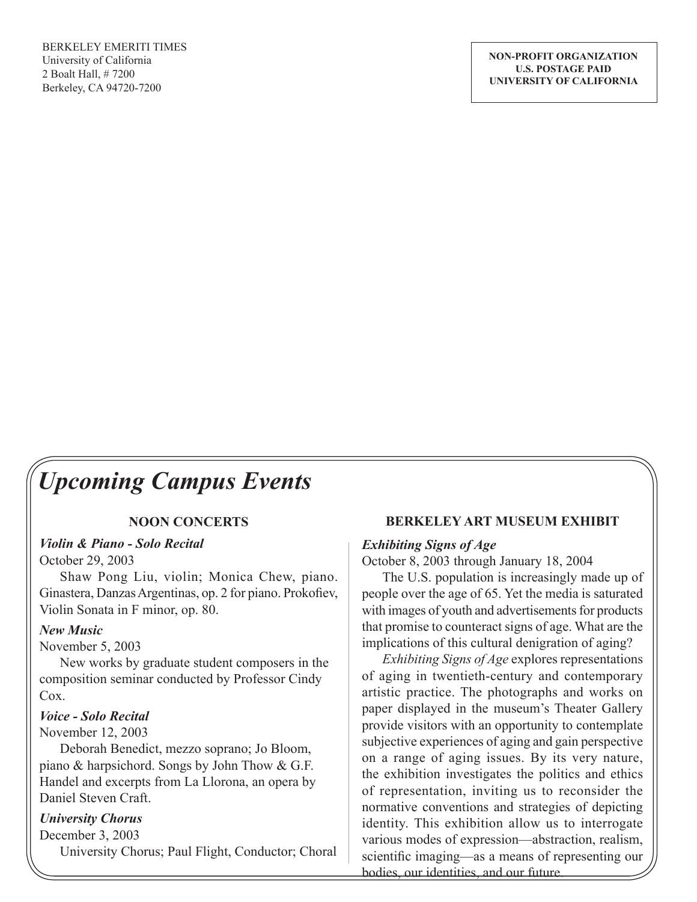BERKELEY EMERITI TIMES
University of California
2 Boalt Hall, # 7200
Berkeley, CA 94720-7200

NON-PROFIT ORGANIZATION
U.S. POSTAGE PAID
UNIVERSITY OF CALIFORNIA

# *Upcoming Campus Events*

## NOON CONCERTS

### *Violin & Piano - Solo Recital*

October 29, 2003

Shaw Pong Liu, violin; Monica Chew, piano. Ginastera, Danzas Argentinas, op. 2 for piano. Prokofiev, Violin Sonata in F minor, op. 80.

### *New Music*

November 5, 2003

New works by graduate student composers in the composition seminar conducted by Professor Cindy Cox.

### *Voice - Solo Recital*

November 12, 2003

Deborah Benedict, mezzo soprano; Jo Bloom, piano & harpsichord. Songs by John Thow & G.F. Handel and excerpts from La Llorona, an opera by Daniel Steven Craft.

### *University Chorus*

December 3, 2003

University Chorus; Paul Flight, Conductor; Choral

## BERKELEY ART MUSEUM EXHIBIT

### *Exhibiting Signs of Age*

October 8, 2003 through January 18, 2004

The U.S. population is increasingly made up of people over the age of 65. Yet the media is saturated with images of youth and advertisements for products that promise to counteract signs of age. What are the implications of this cultural denigration of aging?

*Exhibiting Signs of Age* explores representations of aging in twentieth-century and contemporary artistic practice. The photographs and works on paper displayed in the museum's Theater Gallery provide visitors with an opportunity to contemplate subjective experiences of aging and gain perspective on a range of aging issues. By its very nature, the exhibition investigates the politics and ethics of representation, inviting us to reconsider the normative conventions and strategies of depicting identity. This exhibition allow us to interrogate various modes of expression—abstraction, realism, scientific imaging—as a means of representing our bodies, our identities, and our future.